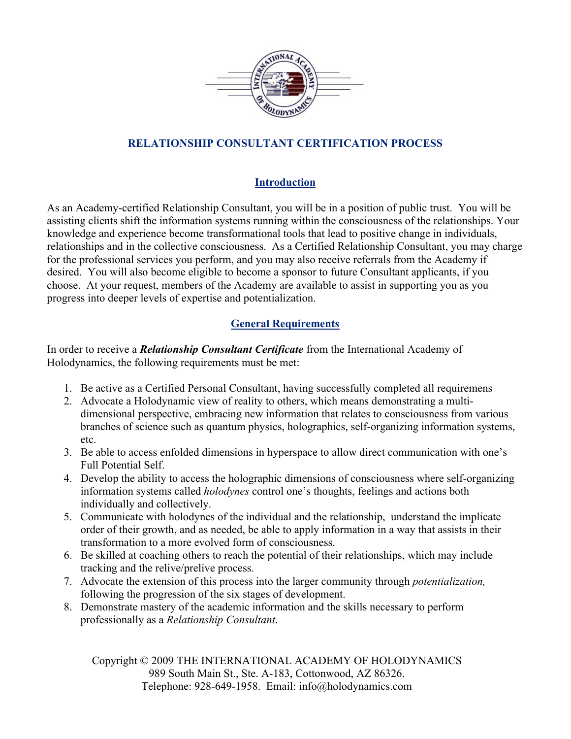# RELATIONSHIP CONSULTANT CERTIFICATION PROCESS

## Introduction

As an Academy-certified Relationship Consultant, you will be in a position of public trust. You will be assisting clients shift the information systems running within the consciousness of the relationships. Your knowledge and experience become transformational tools that lead to positive change in individuals, relationships and in the collective consciousness. As a Certified Relationship Consultant, you may charge for the professional services you perform, and you may also receive referrals from the Academy if desired. You will also become eligible to become a sponsor to future Consultant applicants, if you choose. At your request, members of the Academy are available to assist in supporting you as you progress into deeper levels of expertise and potentialization.

## General Requirements

In order to receive a ***Relationship Consultant Certificate*** from the International Academy of Holodynamics, the following requirements must be met:

1. Be active as a Certified Personal Consultant, having successfully completed all requiremens
2. Advocate a Holodynamic view of reality to others, which means demonstrating a multi-dimensional perspective, embracing new information that relates to consciousness from various branches of science such as quantum physics, holographics, self-organizing information systems, etc.
3. Be able to access enfolded dimensions in hyperspace to allow direct communication with one's Full Potential Self.
4. Develop the ability to access the holographic dimensions of consciousness where self-organizing information systems called *holodynes* control one's thoughts, feelings and actions both individually and collectively.
5. Communicate with holodynes of the individual and the relationship, understand the implicate order of their growth, and as needed, be able to apply information in a way that assists in their transformation to a more evolved form of consciousness.
6. Be skilled at coaching others to reach the potential of their relationships, which may include tracking and the relive/prelive process.
7. Advocate the extension of this process into the larger community through *potentialization,* following the progression of the six stages of development.
8. Demonstrate mastery of the academic information and the skills necessary to perform professionally as a *Relationship Consultant*.

Copyright © 2009 THE INTERNATIONAL ACADEMY OF HOLODYNAMICS
989 South Main St., Ste. A-183, Cottonwood, AZ 86326.
Telephone: 928-649-1958. Email: info@holodynamics.com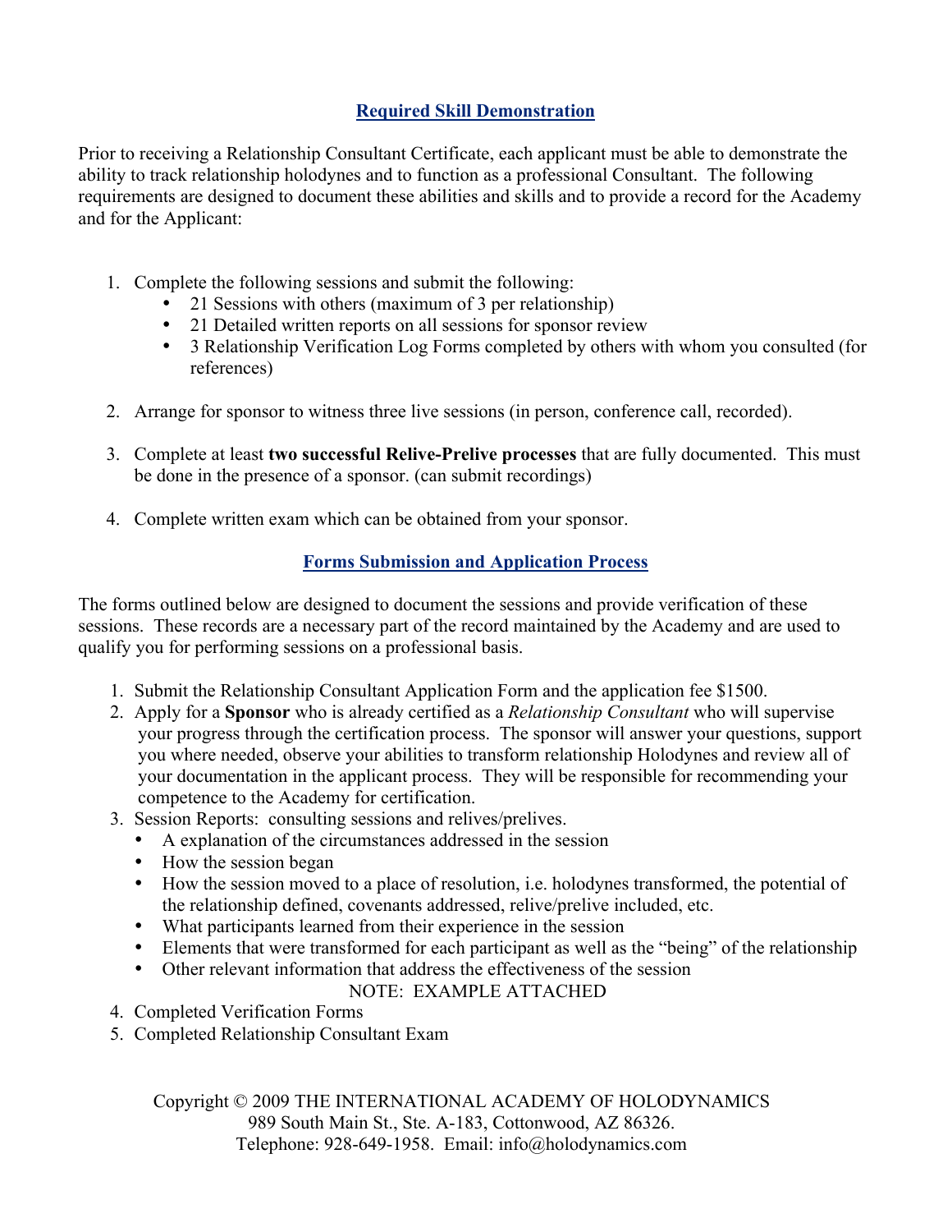## Required Skill Demonstration

Prior to receiving a Relationship Consultant Certificate, each applicant must be able to demonstrate the ability to track relationship holodynes and to function as a professional Consultant. The following requirements are designed to document these abilities and skills and to provide a record for the Academy and for the Applicant:

1. Complete the following sessions and submit the following:
   - 21 Sessions with others (maximum of 3 per relationship)
   - 21 Detailed written reports on all sessions for sponsor review
   - 3 Relationship Verification Log Forms completed by others with whom you consulted (for references)
2. Arrange for sponsor to witness three live sessions (in person, conference call, recorded).
3. Complete at least **two successful Relive-Prelive processes** that are fully documented. This must be done in the presence of a sponsor. (can submit recordings)
4. Complete written exam which can be obtained from your sponsor.

## Forms Submission and Application Process

The forms outlined below are designed to document the sessions and provide verification of these sessions. These records are a necessary part of the record maintained by the Academy and are used to qualify you for performing sessions on a professional basis.

1. Submit the Relationship Consultant Application Form and the application fee $1500.
2. Apply for a **Sponsor** who is already certified as a *Relationship Consultant* who will supervise your progress through the certification process. The sponsor will answer your questions, support you where needed, observe your abilities to transform relationship Holodynes and review all of your documentation in the applicant process. They will be responsible for recommending your competence to the Academy for certification.
3. Session Reports: consulting sessions and relives/prelives.
   - A explanation of the circumstances addressed in the session
   - How the session began
   - How the session moved to a place of resolution, i.e. holodynes transformed, the potential of the relationship defined, covenants addressed, relive/prelive included, etc.
   - What participants learned from their experience in the session
   - Elements that were transformed for each participant as well as the "being" of the relationship
   - Other relevant information that address the effectiveness of the session

   NOTE: EXAMPLE ATTACHED
4. Completed Verification Forms
5. Completed Relationship Consultant Exam

Copyright © 2009 THE INTERNATIONAL ACADEMY OF HOLODYNAMICS
989 South Main St., Ste. A-183, Cottonwood, AZ 86326.
Telephone: 928-649-1958. Email: info@holodynamics.com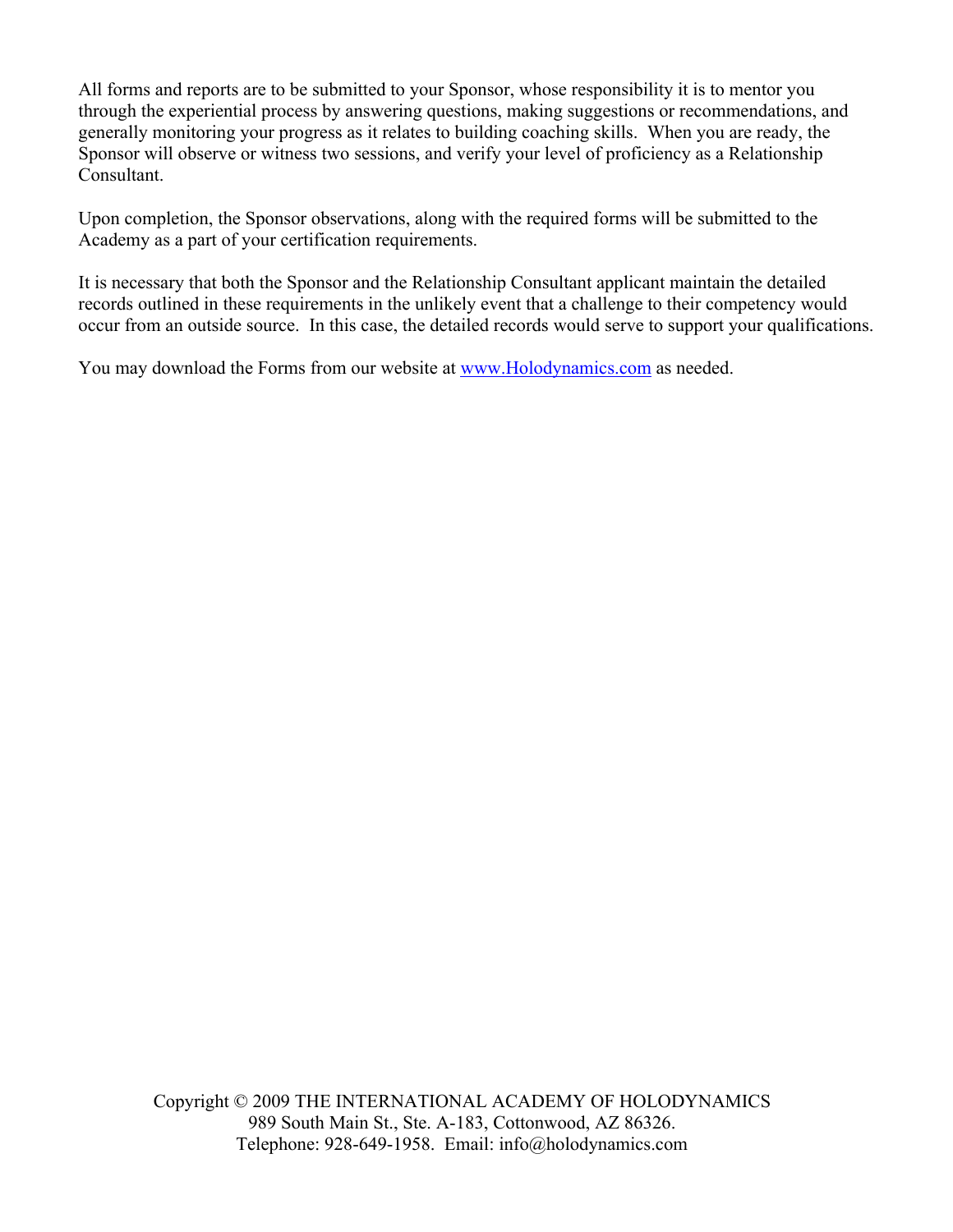All forms and reports are to be submitted to your Sponsor, whose responsibility it is to mentor you through the experiential process by answering questions, making suggestions or recommendations, and generally monitoring your progress as it relates to building coaching skills. When you are ready, the Sponsor will observe or witness two sessions, and verify your level of proficiency as a Relationship Consultant.

Upon completion, the Sponsor observations, along with the required forms will be submitted to the Academy as a part of your certification requirements.

It is necessary that both the Sponsor and the Relationship Consultant applicant maintain the detailed records outlined in these requirements in the unlikely event that a challenge to their competency would occur from an outside source. In this case, the detailed records would serve to support your qualifications.

You may download the Forms from our website at [www.Holodynamics.com](http://www.Holodynamics.com) as needed.

Copyright © 2009 THE INTERNATIONAL ACADEMY OF HOLODYNAMICS
989 South Main St., Ste. A-183, Cottonwood, AZ 86326.
Telephone: 928-649-1958. Email: info@holodynamics.com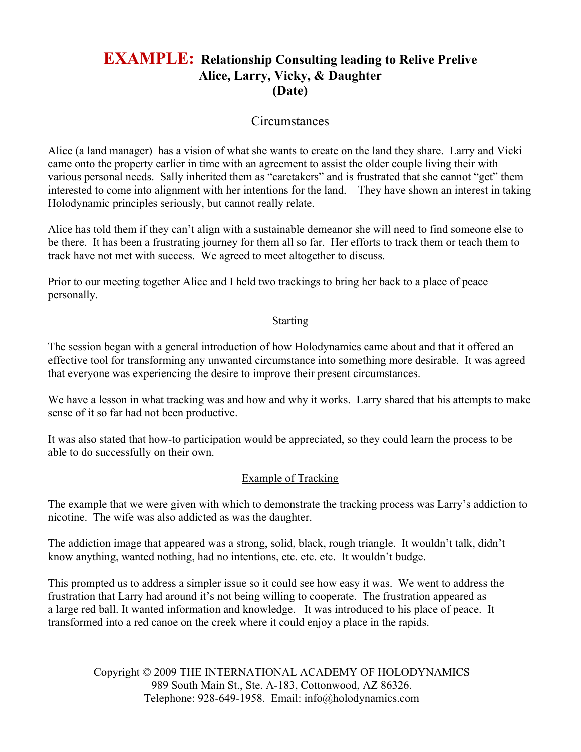# **EXAMPLE:** Relationship Consulting leading to Relive Prelive Alice, Larry, Vicky, & Daughter (Date)

## Circumstances

Alice (a land manager) has a vision of what she wants to create on the land they share. Larry and Vicki came onto the property earlier in time with an agreement to assist the older couple living their with various personal needs. Sally inherited them as "caretakers" and is frustrated that she cannot "get" them interested to come into alignment with her intentions for the land. They have shown an interest in taking Holodynamic principles seriously, but cannot really relate.

Alice has told them if they can't align with a sustainable demeanor she will need to find someone else to be there. It has been a frustrating journey for them all so far. Her efforts to track them or teach them to track have not met with success. We agreed to meet altogether to discuss.

Prior to our meeting together Alice and I held two trackings to bring her back to a place of peace personally.

### Starting

The session began with a general introduction of how Holodynamics came about and that it offered an effective tool for transforming any unwanted circumstance into something more desirable. It was agreed that everyone was experiencing the desire to improve their present circumstances.

We have a lesson in what tracking was and how and why it works. Larry shared that his attempts to make sense of it so far had not been productive.

It was also stated that how-to participation would be appreciated, so they could learn the process to be able to do successfully on their own.

### Example of Tracking

The example that we were given with which to demonstrate the tracking process was Larry's addiction to nicotine. The wife was also addicted as was the daughter.

The addiction image that appeared was a strong, solid, black, rough triangle. It wouldn't talk, didn't know anything, wanted nothing, had no intentions, etc. etc. etc. It wouldn't budge.

This prompted us to address a simpler issue so it could see how easy it was. We went to address the frustration that Larry had around it's not being willing to cooperate. The frustration appeared as a large red ball. It wanted information and knowledge. It was introduced to his place of peace. It transformed into a red canoe on the creek where it could enjoy a place in the rapids.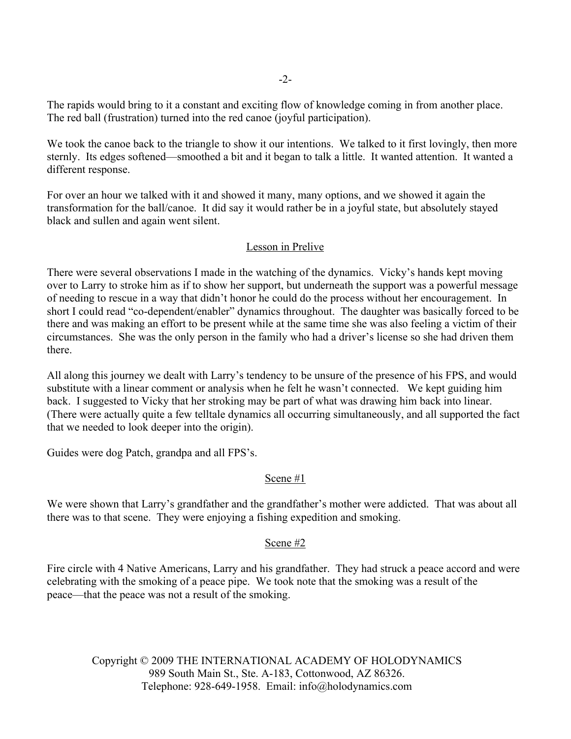The rapids would bring to it a constant and exciting flow of knowledge coming in from another place. The red ball (frustration) turned into the red canoe (joyful participation).

We took the canoe back to the triangle to show it our intentions. We talked to it first lovingly, then more sternly. Its edges softened—smoothed a bit and it began to talk a little. It wanted attention. It wanted a different response.

For over an hour we talked with it and showed it many, many options, and we showed it again the transformation for the ball/canoe. It did say it would rather be in a joyful state, but absolutely stayed black and sullen and again went silent.

## Lesson in Prelive

There were several observations I made in the watching of the dynamics. Vicky's hands kept moving over to Larry to stroke him as if to show her support, but underneath the support was a powerful message of needing to rescue in a way that didn't honor he could do the process without her encouragement. In short I could read "co-dependent/enabler" dynamics throughout. The daughter was basically forced to be there and was making an effort to be present while at the same time she was also feeling a victim of their circumstances. She was the only person in the family who had a driver's license so she had driven them there.

All along this journey we dealt with Larry's tendency to be unsure of the presence of his FPS, and would substitute with a linear comment or analysis when he felt he wasn't connected. We kept guiding him back. I suggested to Vicky that her stroking may be part of what was drawing him back into linear. (There were actually quite a few telltale dynamics all occurring simultaneously, and all supported the fact that we needed to look deeper into the origin).

Guides were dog Patch, grandpa and all FPS's.

## Scene #1

We were shown that Larry's grandfather and the grandfather's mother were addicted. That was about all there was to that scene. They were enjoying a fishing expedition and smoking.

## Scene #2

Fire circle with 4 Native Americans, Larry and his grandfather. They had struck a peace accord and were celebrating with the smoking of a peace pipe. We took note that the smoking was a result of the peace—that the peace was not a result of the smoking.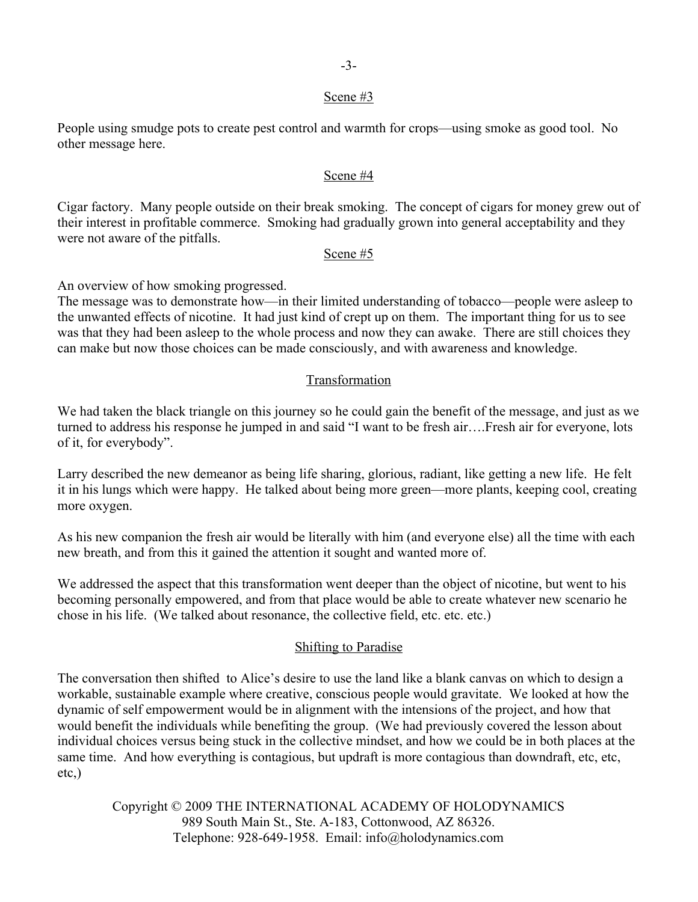## Scene #3

People using smudge pots to create pest control and warmth for crops—using smoke as good tool. No other message here.

## Scene #4

Cigar factory. Many people outside on their break smoking. The concept of cigars for money grew out of their interest in profitable commerce. Smoking had gradually grown into general acceptability and they were not aware of the pitfalls.

## Scene #5

An overview of how smoking progressed.
The message was to demonstrate how—in their limited understanding of tobacco—people were asleep to the unwanted effects of nicotine. It had just kind of crept up on them. The important thing for us to see was that they had been asleep to the whole process and now they can awake. There are still choices they can make but now those choices can be made consciously, and with awareness and knowledge.

## Transformation

We had taken the black triangle on this journey so he could gain the benefit of the message, and just as we turned to address his response he jumped in and said "I want to be fresh air….Fresh air for everyone, lots of it, for everybody".

Larry described the new demeanor as being life sharing, glorious, radiant, like getting a new life. He felt it in his lungs which were happy. He talked about being more green—more plants, keeping cool, creating more oxygen.

As his new companion the fresh air would be literally with him (and everyone else) all the time with each new breath, and from this it gained the attention it sought and wanted more of.

We addressed the aspect that this transformation went deeper than the object of nicotine, but went to his becoming personally empowered, and from that place would be able to create whatever new scenario he chose in his life. (We talked about resonance, the collective field, etc. etc. etc.)

## Shifting to Paradise

The conversation then shifted to Alice's desire to use the land like a blank canvas on which to design a workable, sustainable example where creative, conscious people would gravitate. We looked at how the dynamic of self empowerment would be in alignment with the intensions of the project, and how that would benefit the individuals while benefiting the group. (We had previously covered the lesson about individual choices versus being stuck in the collective mindset, and how we could be in both places at the same time. And how everything is contagious, but updraft is more contagious than downdraft, etc, etc, etc,)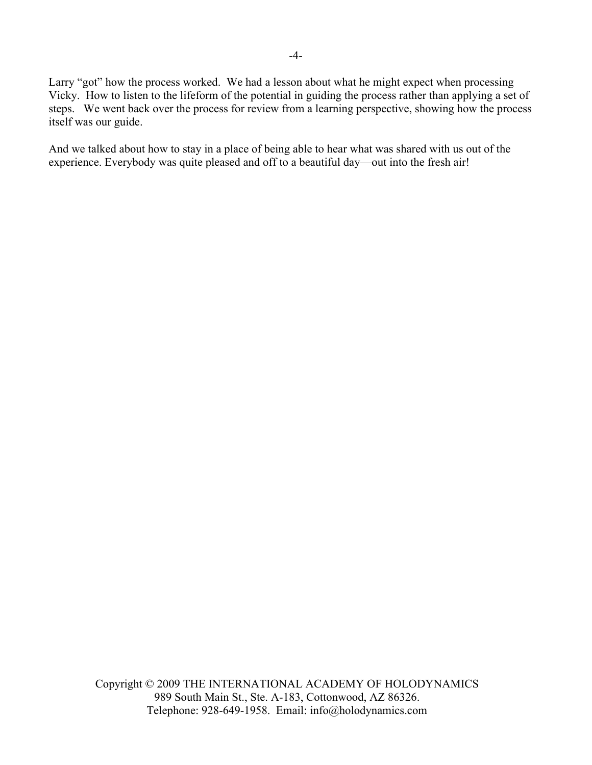Larry "got" how the process worked. We had a lesson about what he might expect when processing Vicky. How to listen to the lifeform of the potential in guiding the process rather than applying a set of steps. We went back over the process for review from a learning perspective, showing how the process itself was our guide.

And we talked about how to stay in a place of being able to hear what was shared with us out of the experience. Everybody was quite pleased and off to a beautiful day—out into the fresh air!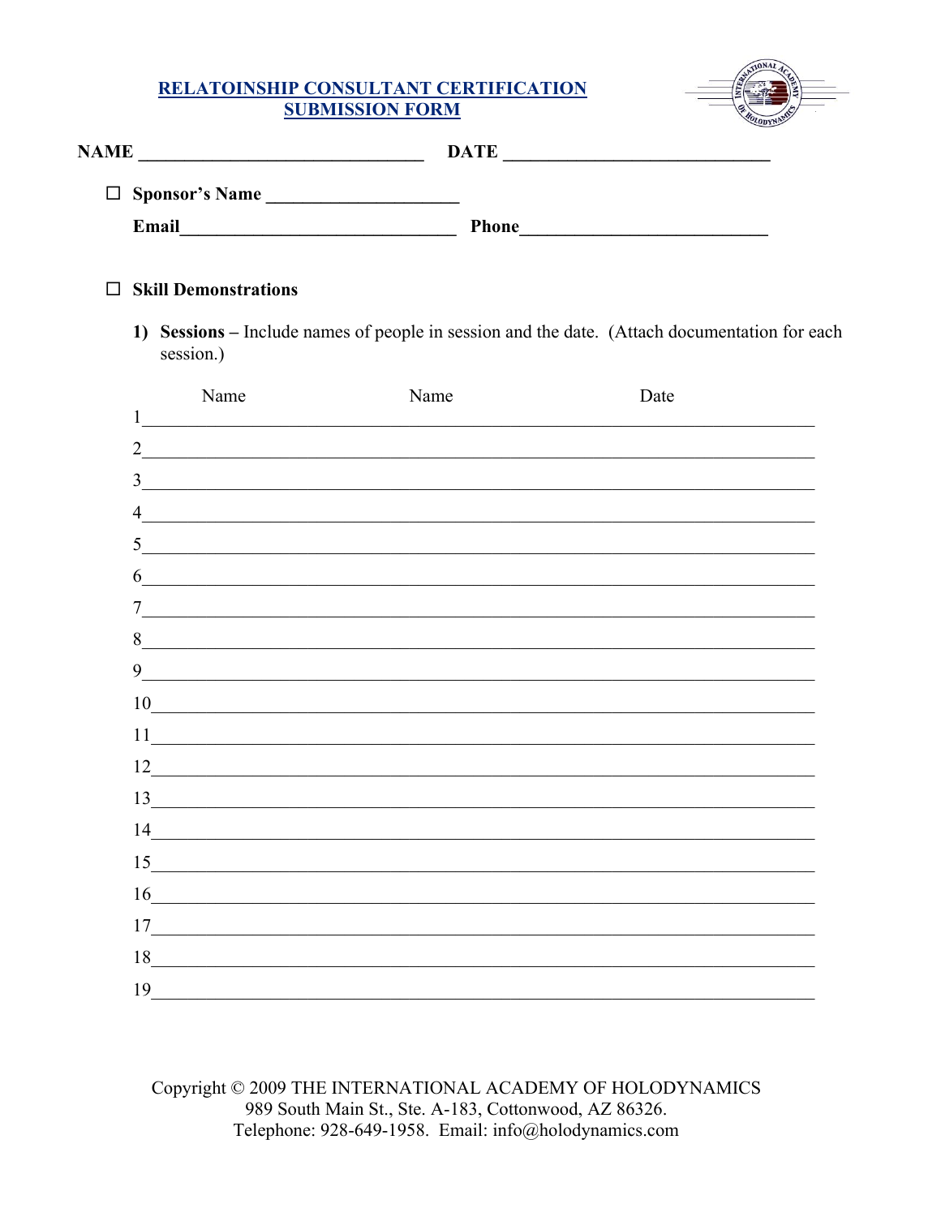## RELATOINSHIP CONSULTANT CERTIFICATION SUBMISSION FORM

**NAME** ______________________________ **DATE** ____________________________

☐ **Sponsor's Name** ____________________

**Email**_____________________________ **Phone**__________________________

☐ **Skill Demonstrations**

1) **Sessions –** Include names of people in session and the date. (Attach documentation for each session.)

| | Name | Name | Date |
|---|---|---|---|
| 1 | | | |
| 2 | | | |
| 3 | | | |
| 4 | | | |
| 5 | | | |
| 6 | | | |
| 7 | | | |
| 8 | | | |
| 9 | | | |
| 10 | | | |
| 11 | | | |
| 12 | | | |
| 13 | | | |
| 14 | | | |
| 15 | | | |
| 16 | | | |
| 17 | | | |
| 18 | | | |
| 19 | | | |

Copyright © 2009 THE INTERNATIONAL ACADEMY OF HOLODYNAMICS
989 South Main St., Ste. A-183, Cottonwood, AZ 86326.
Telephone: 928-649-1958. Email: info@holodynamics.com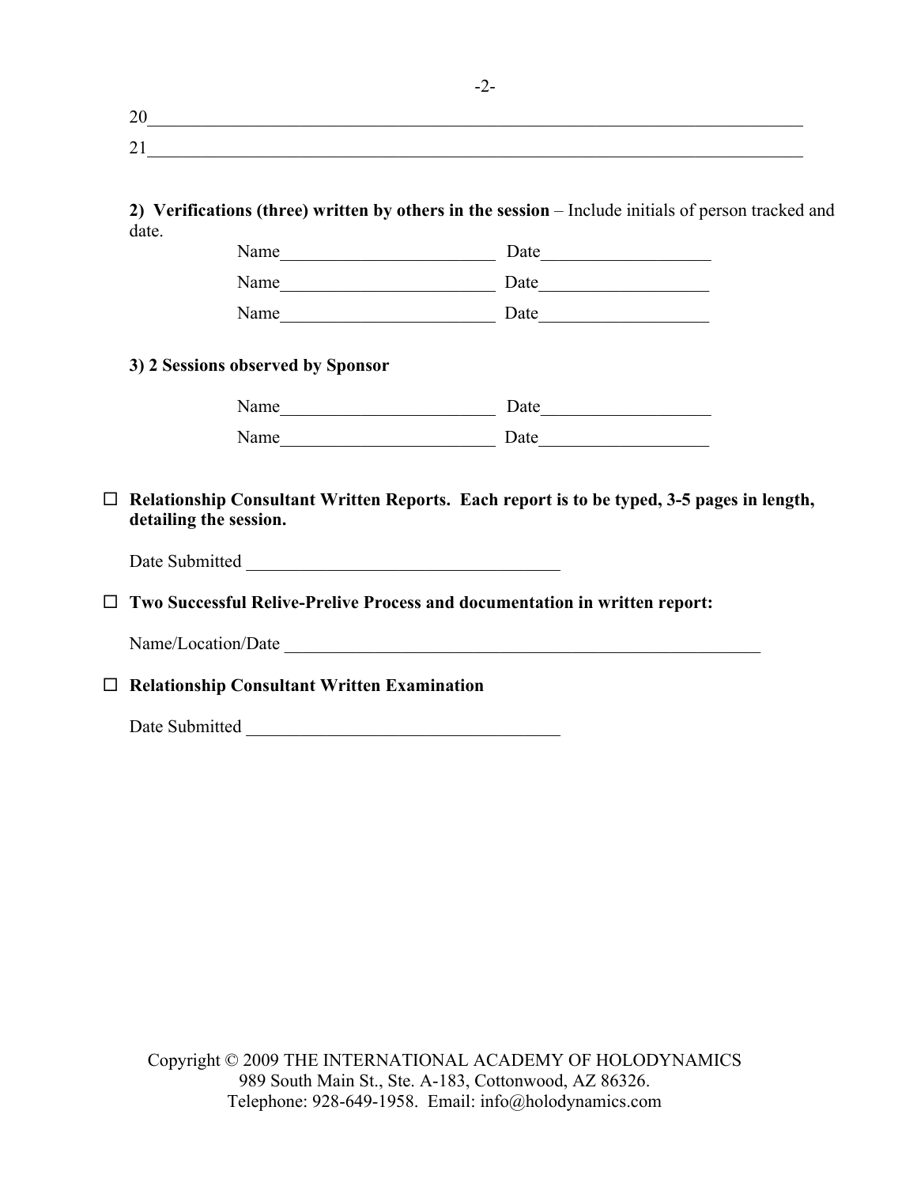20\_\_\_\_\_\_\_\_\_\_\_\_\_\_\_\_\_\_\_\_\_\_\_\_\_\_\_\_\_\_\_\_\_\_\_\_\_\_\_\_\_\_\_\_\_\_\_\_\_\_\_\_\_\_\_\_\_\_\_\_\_\_\_\_\_\_\_\_\_\_

21\_\_\_\_\_\_\_\_\_\_\_\_\_\_\_\_\_\_\_\_\_\_\_\_\_\_\_\_\_\_\_\_\_\_\_\_\_\_\_\_\_\_\_\_\_\_\_\_\_\_\_\_\_\_\_\_\_\_\_\_\_\_\_\_\_\_\_\_\_\_

**2) Verifications (three) written by others in the session** – Include initials of person tracked and date.

Name\_\_\_\_\_\_\_\_\_\_\_\_\_\_\_\_\_\_\_\_\_\_\_\_ Date\_\_\_\_\_\_\_\_\_\_\_\_\_\_\_\_\_\_\_

Name\_\_\_\_\_\_\_\_\_\_\_\_\_\_\_\_\_\_\_\_\_\_\_\_ Date\_\_\_\_\_\_\_\_\_\_\_\_\_\_\_\_\_\_\_

Name\_\_\_\_\_\_\_\_\_\_\_\_\_\_\_\_\_\_\_\_\_\_\_\_ Date\_\_\_\_\_\_\_\_\_\_\_\_\_\_\_\_\_\_\_

**3) 2 Sessions observed by Sponsor**

Name\_\_\_\_\_\_\_\_\_\_\_\_\_\_\_\_\_\_\_\_\_\_\_\_ Date\_\_\_\_\_\_\_\_\_\_\_\_\_\_\_\_\_\_\_

Name\_\_\_\_\_\_\_\_\_\_\_\_\_\_\_\_\_\_\_\_\_\_\_\_ Date\_\_\_\_\_\_\_\_\_\_\_\_\_\_\_\_\_\_\_

☐ **Relationship Consultant Written Reports. Each report is to be typed, 3-5 pages in length, detailing the session.**

Date Submitted \_\_\_\_\_\_\_\_\_\_\_\_\_\_\_\_\_\_\_\_\_\_\_\_\_\_\_\_\_\_\_\_\_\_\_

☐ **Two Successful Relive-Prelive Process and documentation in written report:**

Name/Location/Date \_\_\_\_\_\_\_\_\_\_\_\_\_\_\_\_\_\_\_\_\_\_\_\_\_\_\_\_\_\_\_\_\_\_\_\_\_\_\_\_\_\_\_\_\_\_\_\_\_\_\_\_\_

☐ **Relationship Consultant Written Examination**

Date Submitted \_\_\_\_\_\_\_\_\_\_\_\_\_\_\_\_\_\_\_\_\_\_\_\_\_\_\_\_\_\_\_\_\_\_\_

Copyright © 2009 THE INTERNATIONAL ACADEMY OF HOLODYNAMICS
989 South Main St., Ste. A-183, Cottonwood, AZ 86326.
Telephone: 928-649-1958. Email: info@holodynamics.com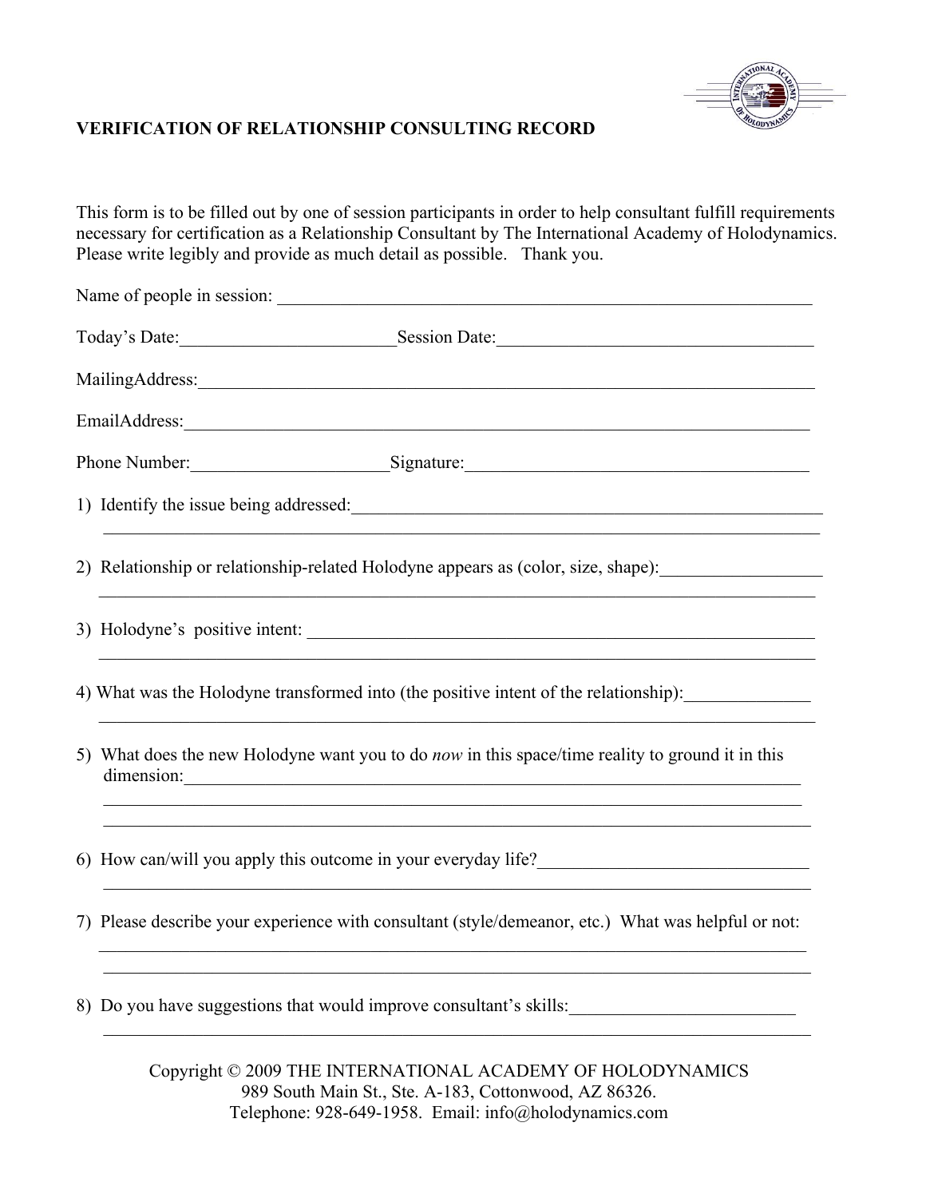## VERIFICATION OF RELATIONSHIP CONSULTING RECORD

This form is to be filled out by one of session participants in order to help consultant fulfill requirements necessary for certification as a Relationship Consultant by The International Academy of Holodynamics. Please write legibly and provide as much detail as possible. Thank you.

Name of people in session: ______________________________________________________________

Today's Date:________________________ Session Date:___________________________________

MailingAddress:_________________________________________________________________________

EmailAddress:__________________________________________________________________________

Phone Number:______________________ Signature:______________________________________

1) Identify the issue being addressed:_____________________________________________________
_______________________________________________________________________________________

2) Relationship or relationship-related Holodyne appears as (color, size, shape):__________________
_______________________________________________________________________________________

3) Holodyne's positive intent: __________________________________________________________
_______________________________________________________________________________________

4) What was the Holodyne transformed into (the positive intent of the relationship):______________
_______________________________________________________________________________________

5) What does the new Holodyne want you to do *now* in this space/time reality to ground it in this dimension:___________________________________________________________________________
_______________________________________________________________________________________
_______________________________________________________________________________________

6) How can/will you apply this outcome in your everyday life?______________________________
_______________________________________________________________________________________

7) Please describe your experience with consultant (style/demeanor, etc.) What was helpful or not:
_______________________________________________________________________________________
_______________________________________________________________________________________

8) Do you have suggestions that would improve consultant's skills:_________________________
_______________________________________________________________________________________

Copyright © 2009 THE INTERNATIONAL ACADEMY OF HOLODYNAMICS
989 South Main St., Ste. A-183, Cottonwood, AZ 86326.
Telephone: 928-649-1958. Email: info@holodynamics.com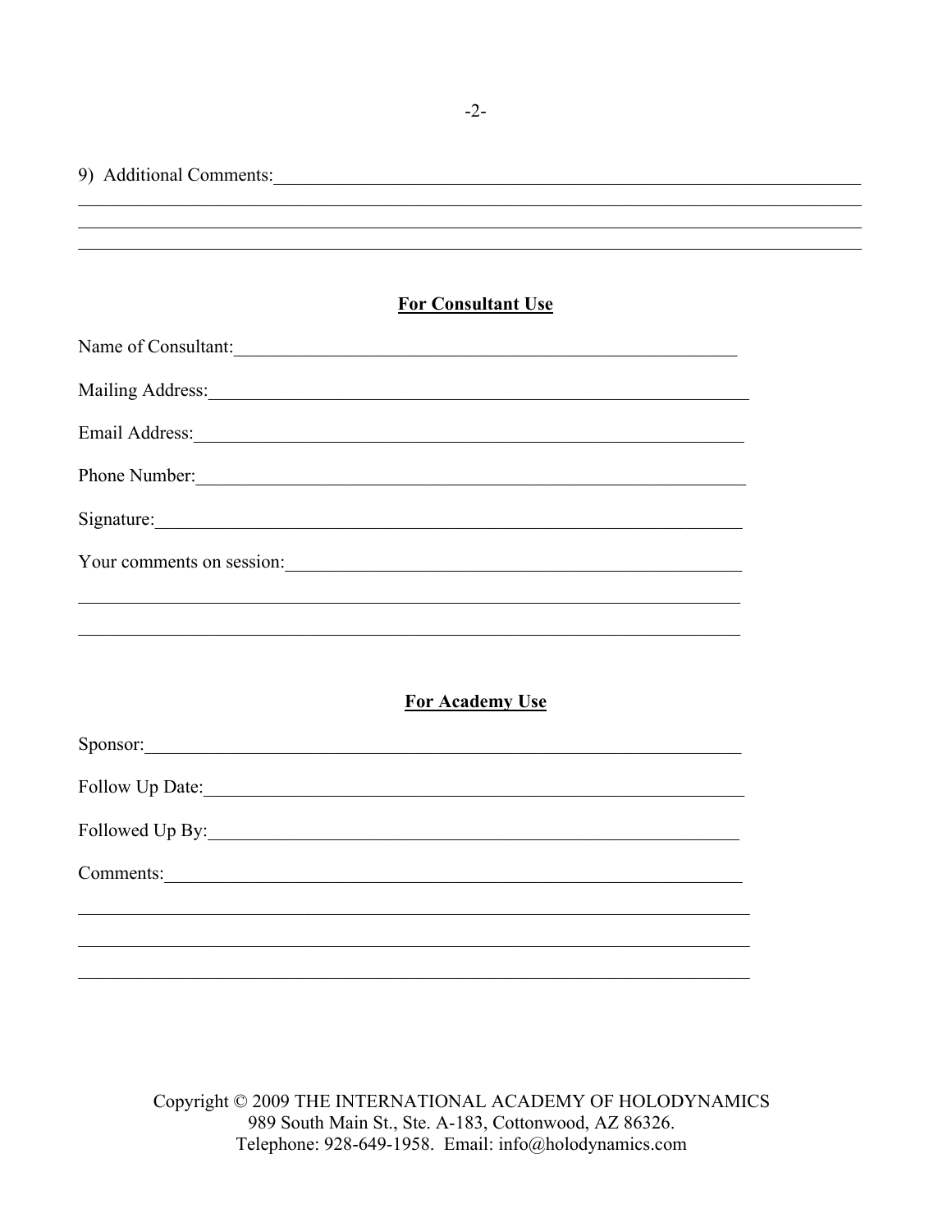9) Additional Comments:\_\_\_\_\_\_\_\_\_\_\_\_\_\_\_\_\_\_\_\_\_\_\_\_\_\_\_\_\_\_\_\_\_\_\_\_\_\_\_\_\_\_\_\_\_\_\_\_\_\_\_\_\_\_\_\_\_\_\_\_\_\_\_\_

\_\_\_\_\_\_\_\_\_\_\_\_\_\_\_\_\_\_\_\_\_\_\_\_\_\_\_\_\_\_\_\_\_\_\_\_\_\_\_\_\_\_\_\_\_\_\_\_\_\_\_\_\_\_\_\_\_\_\_\_\_\_\_\_\_\_\_\_\_\_\_\_\_\_\_\_\_\_\_\_\_\_\_\_\_

\_\_\_\_\_\_\_\_\_\_\_\_\_\_\_\_\_\_\_\_\_\_\_\_\_\_\_\_\_\_\_\_\_\_\_\_\_\_\_\_\_\_\_\_\_\_\_\_\_\_\_\_\_\_\_\_\_\_\_\_\_\_\_\_\_\_\_\_\_\_\_\_\_\_\_\_\_\_\_\_\_\_\_\_\_

\_\_\_\_\_\_\_\_\_\_\_\_\_\_\_\_\_\_\_\_\_\_\_\_\_\_\_\_\_\_\_\_\_\_\_\_\_\_\_\_\_\_\_\_\_\_\_\_\_\_\_\_\_\_\_\_\_\_\_\_\_\_\_\_\_\_\_\_\_\_\_\_\_\_\_\_\_\_\_\_\_\_\_\_\_

## For Consultant Use

Name of Consultant:\_\_\_\_\_\_\_\_\_\_\_\_\_\_\_\_\_\_\_\_\_\_\_\_\_\_\_\_\_\_\_\_\_\_\_\_\_\_\_\_\_\_\_\_\_\_\_\_\_\_\_\_\_\_\_\_

Mailing Address:\_\_\_\_\_\_\_\_\_\_\_\_\_\_\_\_\_\_\_\_\_\_\_\_\_\_\_\_\_\_\_\_\_\_\_\_\_\_\_\_\_\_\_\_\_\_\_\_\_\_\_\_\_\_\_\_\_\_\_\_

Email Address:\_\_\_\_\_\_\_\_\_\_\_\_\_\_\_\_\_\_\_\_\_\_\_\_\_\_\_\_\_\_\_\_\_\_\_\_\_\_\_\_\_\_\_\_\_\_\_\_\_\_\_\_\_\_\_\_\_\_\_\_\_

Phone Number:\_\_\_\_\_\_\_\_\_\_\_\_\_\_\_\_\_\_\_\_\_\_\_\_\_\_\_\_\_\_\_\_\_\_\_\_\_\_\_\_\_\_\_\_\_\_\_\_\_\_\_\_\_\_\_\_\_\_\_\_\_

Signature:\_\_\_\_\_\_\_\_\_\_\_\_\_\_\_\_\_\_\_\_\_\_\_\_\_\_\_\_\_\_\_\_\_\_\_\_\_\_\_\_\_\_\_\_\_\_\_\_\_\_\_\_\_\_\_\_\_\_\_\_\_\_\_\_\_

Your comments on session:\_\_\_\_\_\_\_\_\_\_\_\_\_\_\_\_\_\_\_\_\_\_\_\_\_\_\_\_\_\_\_\_\_\_\_\_\_\_\_\_\_\_\_\_\_\_\_\_\_\_

\_\_\_\_\_\_\_\_\_\_\_\_\_\_\_\_\_\_\_\_\_\_\_\_\_\_\_\_\_\_\_\_\_\_\_\_\_\_\_\_\_\_\_\_\_\_\_\_\_\_\_\_\_\_\_\_\_\_\_\_\_\_\_\_\_\_\_\_\_\_\_\_\_\_

\_\_\_\_\_\_\_\_\_\_\_\_\_\_\_\_\_\_\_\_\_\_\_\_\_\_\_\_\_\_\_\_\_\_\_\_\_\_\_\_\_\_\_\_\_\_\_\_\_\_\_\_\_\_\_\_\_\_\_\_\_\_\_\_\_\_\_\_\_\_\_\_\_\_

## For Academy Use

Sponsor:\_\_\_\_\_\_\_\_\_\_\_\_\_\_\_\_\_\_\_\_\_\_\_\_\_\_\_\_\_\_\_\_\_\_\_\_\_\_\_\_\_\_\_\_\_\_\_\_\_\_\_\_\_\_\_\_\_\_\_\_\_\_\_\_\_\_

Follow Up Date:\_\_\_\_\_\_\_\_\_\_\_\_\_\_\_\_\_\_\_\_\_\_\_\_\_\_\_\_\_\_\_\_\_\_\_\_\_\_\_\_\_\_\_\_\_\_\_\_\_\_\_\_\_\_\_\_\_\_\_\_\_

Followed Up By:\_\_\_\_\_\_\_\_\_\_\_\_\_\_\_\_\_\_\_\_\_\_\_\_\_\_\_\_\_\_\_\_\_\_\_\_\_\_\_\_\_\_\_\_\_\_\_\_\_\_\_\_\_\_\_\_\_\_\_

Comments:\_\_\_\_\_\_\_\_\_\_\_\_\_\_\_\_\_\_\_\_\_\_\_\_\_\_\_\_\_\_\_\_\_\_\_\_\_\_\_\_\_\_\_\_\_\_\_\_\_\_\_\_\_\_\_\_\_\_\_\_\_\_\_\_

\_\_\_\_\_\_\_\_\_\_\_\_\_\_\_\_\_\_\_\_\_\_\_\_\_\_\_\_\_\_\_\_\_\_\_\_\_\_\_\_\_\_\_\_\_\_\_\_\_\_\_\_\_\_\_\_\_\_\_\_\_\_\_\_\_\_\_\_\_\_\_\_\_\_\_

\_\_\_\_\_\_\_\_\_\_\_\_\_\_\_\_\_\_\_\_\_\_\_\_\_\_\_\_\_\_\_\_\_\_\_\_\_\_\_\_\_\_\_\_\_\_\_\_\_\_\_\_\_\_\_\_\_\_\_\_\_\_\_\_\_\_\_\_\_\_\_\_\_\_\_

\_\_\_\_\_\_\_\_\_\_\_\_\_\_\_\_\_\_\_\_\_\_\_\_\_\_\_\_\_\_\_\_\_\_\_\_\_\_\_\_\_\_\_\_\_\_\_\_\_\_\_\_\_\_\_\_\_\_\_\_\_\_\_\_\_\_\_\_\_\_\_\_\_\_\_

Copyright © 2009 THE INTERNATIONAL ACADEMY OF HOLODYNAMICS
989 South Main St., Ste. A-183, Cottonwood, AZ 86326.
Telephone: 928-649-1958. Email: info@holodynamics.com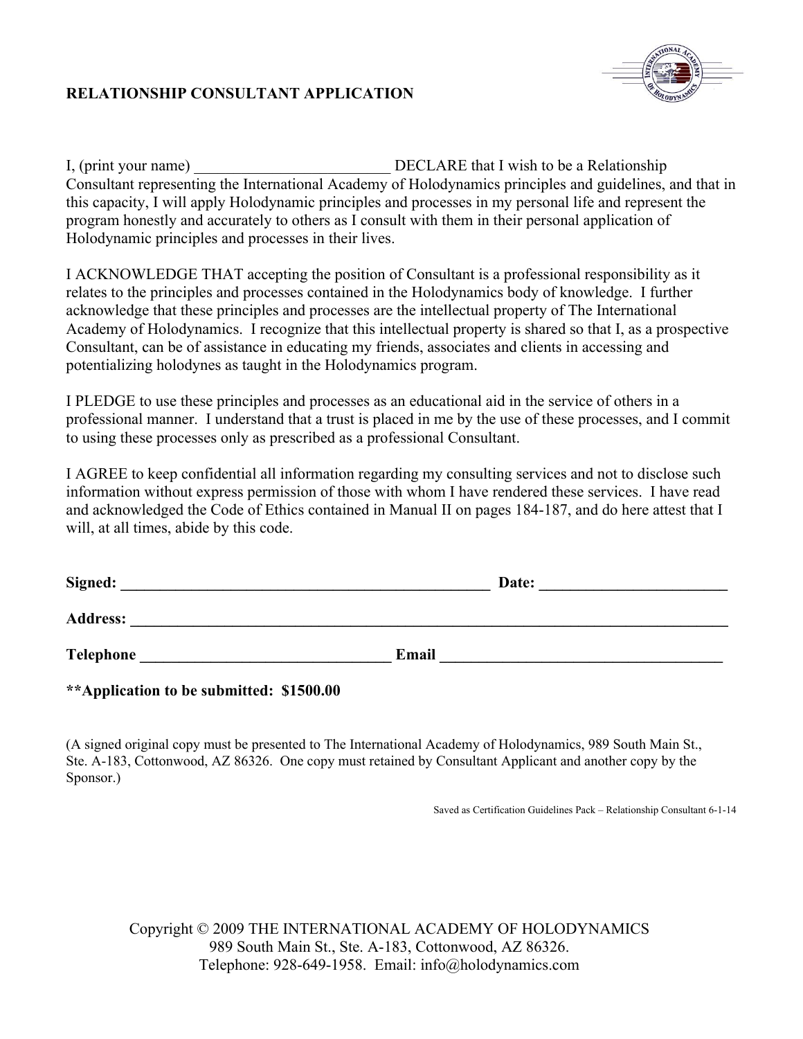**RELATIONSHIP CONSULTANT APPLICATION**

I, (print your name) _________________________ DECLARE that I wish to be a Relationship Consultant representing the International Academy of Holodynamics principles and guidelines, and that in this capacity, I will apply Holodynamic principles and processes in my personal life and represent the program honestly and accurately to others as I consult with them in their personal application of Holodynamic principles and processes in their lives.

I ACKNOWLEDGE THAT accepting the position of Consultant is a professional responsibility as it relates to the principles and processes contained in the Holodynamics body of knowledge. I further acknowledge that these principles and processes are the intellectual property of The International Academy of Holodynamics. I recognize that this intellectual property is shared so that I, as a prospective Consultant, can be of assistance in educating my friends, associates and clients in accessing and potentializing holodynes as taught in the Holodynamics program.

I PLEDGE to use these principles and processes as an educational aid in the service of others in a professional manner. I understand that a trust is placed in me by the use of these processes, and I commit to using these processes only as prescribed as a professional Consultant.

I AGREE to keep confidential all information regarding my consulting services and not to disclose such information without express permission of those with whom I have rendered these services. I have read and acknowledged the Code of Ethics contained in Manual II on pages 184-187, and do here attest that I will, at all times, abide by this code.

**Signed: __________________________________________________ Date: ________________________**

**Address: _________________________________________________________________________________**

**Telephone ________________________________ Email ____________________________________**

**\*\*Application to be submitted: $1500.00**

(A signed original copy must be presented to The International Academy of Holodynamics, 989 South Main St., Ste. A-183, Cottonwood, AZ 86326. One copy must retained by Consultant Applicant and another copy by the Sponsor.)

Saved as Certification Guidelines Pack – Relationship Consultant 6-1-14

Copyright © 2009 THE INTERNATIONAL ACADEMY OF HOLODYNAMICS
989 South Main St., Ste. A-183, Cottonwood, AZ 86326.
Telephone: 928-649-1958. Email: info@holodynamics.com